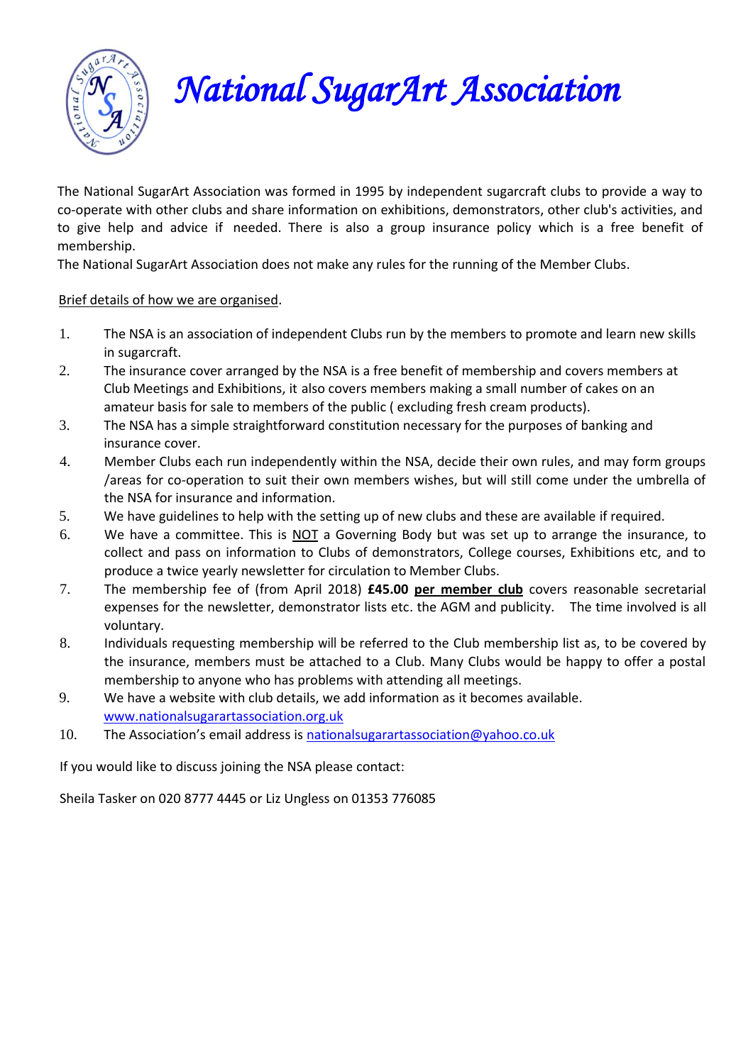# *National SugarArt Association*

The National SugarArt Association was formed in 1995 by independent sugarcraft clubs to provide a way to co-operate with other clubs and share information on exhibitions, demonstrators, other club's activities, and to give help and advice if needed. There is also a group insurance policy which is a free benefit of membership.

The National SugarArt Association does not make any rules for the running of the Member Clubs.

Brief details of how we are organised.

1. The NSA is an association of independent Clubs run by the members to promote and learn new skills in sugarcraft.
2. The insurance cover arranged by the NSA is a free benefit of membership and covers members at Club Meetings and Exhibitions, it also covers members making a small number of cakes on an amateur basis for sale to members of the public ( excluding fresh cream products).
3. The NSA has a simple straightforward constitution necessary for the purposes of banking and insurance cover.
4. Member Clubs each run independently within the NSA, decide their own rules, and may form groups /areas for co-operation to suit their own members wishes, but will still come under the umbrella of the NSA for insurance and information.
5. We have guidelines to help with the setting up of new clubs and these are available if required.
6. We have a committee. This is NOT a Governing Body but was set up to arrange the insurance, to collect and pass on information to Clubs of demonstrators, College courses, Exhibitions etc, and to produce a twice yearly newsletter for circulation to Member Clubs.
7. The membership fee of (from April 2018) **£45.00** **per member club** covers reasonable secretarial expenses for the newsletter, demonstrator lists etc. the AGM and publicity. The time involved is all voluntary.
8. Individuals requesting membership will be referred to the Club membership list as, to be covered by the insurance, members must be attached to a Club. Many Clubs would be happy to offer a postal membership to anyone who has problems with attending all meetings.
9. We have a website with club details, we add information as it becomes available. www.nationalsugarartassociation.org.uk
10. The Association's email address is nationalsugarartassociation@yahoo.co.uk

If you would like to discuss joining the NSA please contact:

Sheila Tasker on 020 8777 4445 or Liz Ungless on 01353 776085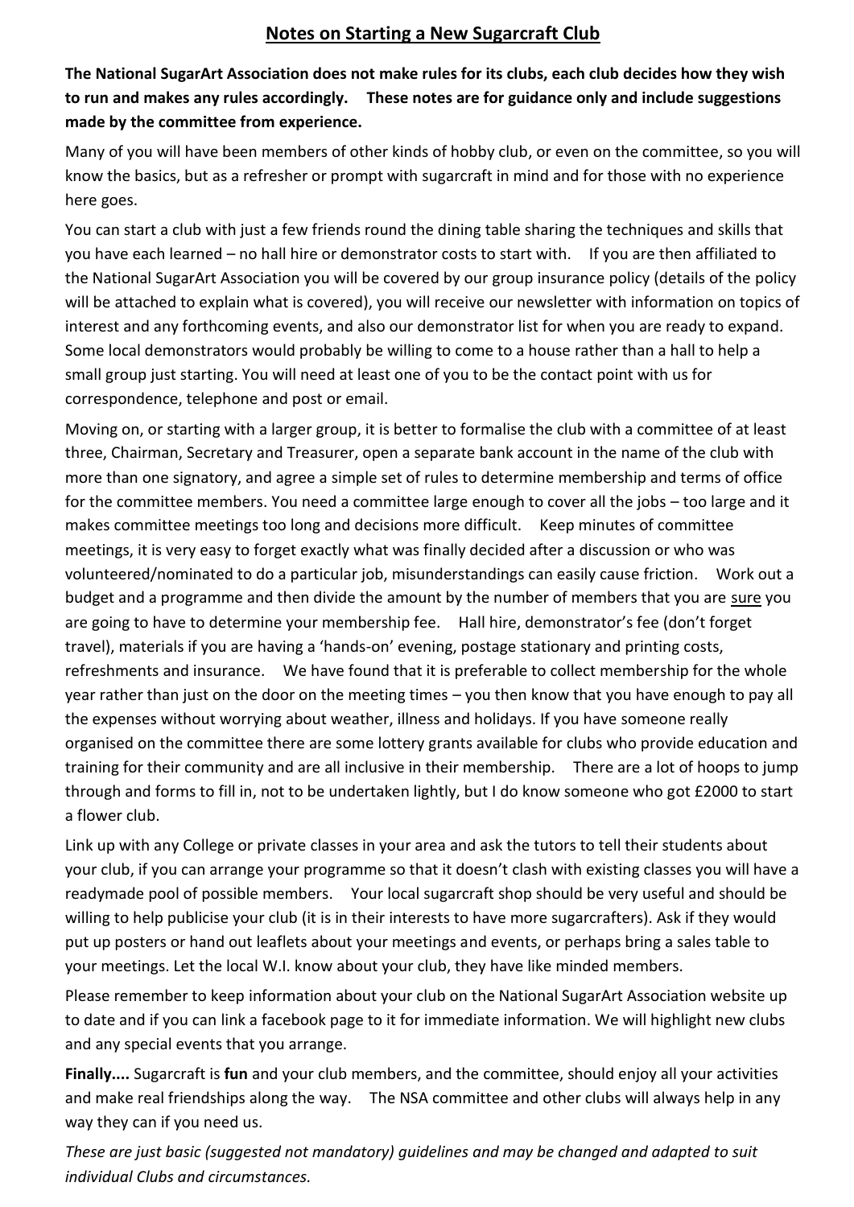## Notes on Starting a New Sugarcraft Club

**The National SugarArt Association does not make rules for its clubs, each club decides how they wish to run and makes any rules accordingly. These notes are for guidance only and include suggestions made by the committee from experience.**

Many of you will have been members of other kinds of hobby club, or even on the committee, so you will know the basics, but as a refresher or prompt with sugarcraft in mind and for those with no experience here goes.

You can start a club with just a few friends round the dining table sharing the techniques and skills that you have each learned – no hall hire or demonstrator costs to start with. If you are then affiliated to the National SugarArt Association you will be covered by our group insurance policy (details of the policy will be attached to explain what is covered), you will receive our newsletter with information on topics of interest and any forthcoming events, and also our demonstrator list for when you are ready to expand. Some local demonstrators would probably be willing to come to a house rather than a hall to help a small group just starting. You will need at least one of you to be the contact point with us for correspondence, telephone and post or email.

Moving on, or starting with a larger group, it is better to formalise the club with a committee of at least three, Chairman, Secretary and Treasurer, open a separate bank account in the name of the club with more than one signatory, and agree a simple set of rules to determine membership and terms of office for the committee members. You need a committee large enough to cover all the jobs – too large and it makes committee meetings too long and decisions more difficult. Keep minutes of committee meetings, it is very easy to forget exactly what was finally decided after a discussion or who was volunteered/nominated to do a particular job, misunderstandings can easily cause friction. Work out a budget and a programme and then divide the amount by the number of members that you are <u>sure</u> you are going to have to determine your membership fee. Hall hire, demonstrator's fee (don't forget travel), materials if you are having a 'hands-on' evening, postage stationary and printing costs, refreshments and insurance. We have found that it is preferable to collect membership for the whole year rather than just on the door on the meeting times – you then know that you have enough to pay all the expenses without worrying about weather, illness and holidays. If you have someone really organised on the committee there are some lottery grants available for clubs who provide education and training for their community and are all inclusive in their membership. There are a lot of hoops to jump through and forms to fill in, not to be undertaken lightly, but I do know someone who got £2000 to start a flower club.

Link up with any College or private classes in your area and ask the tutors to tell their students about your club, if you can arrange your programme so that it doesn't clash with existing classes you will have a readymade pool of possible members. Your local sugarcraft shop should be very useful and should be willing to help publicise your club (it is in their interests to have more sugarcrafters). Ask if they would put up posters or hand out leaflets about your meetings and events, or perhaps bring a sales table to your meetings. Let the local W.I. know about your club, they have like minded members.

Please remember to keep information about your club on the National SugarArt Association website up to date and if you can link a facebook page to it for immediate information. We will highlight new clubs and any special events that you arrange.

**Finally....** Sugarcraft is **fun** and your club members, and the committee, should enjoy all your activities and make real friendships along the way. The NSA committee and other clubs will always help in any way they can if you need us.

*These are just basic (suggested not mandatory) guidelines and may be changed and adapted to suit individual Clubs and circumstances.*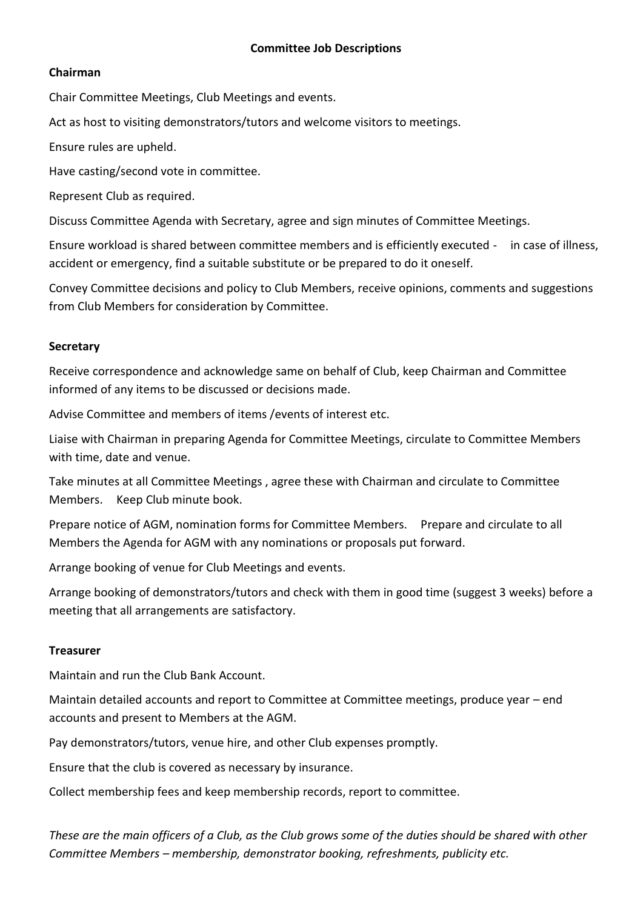# Committee Job Descriptions

## Chairman

Chair Committee Meetings, Club Meetings and events.

Act as host to visiting demonstrators/tutors and welcome visitors to meetings.

Ensure rules are upheld.

Have casting/second vote in committee.

Represent Club as required.

Discuss Committee Agenda with Secretary, agree and sign minutes of Committee Meetings.

Ensure workload is shared between committee members and is efficiently executed - in case of illness, accident or emergency, find a suitable substitute or be prepared to do it oneself.

Convey Committee decisions and policy to Club Members, receive opinions, comments and suggestions from Club Members for consideration by Committee.

## Secretary

Receive correspondence and acknowledge same on behalf of Club, keep Chairman and Committee informed of any items to be discussed or decisions made.

Advise Committee and members of items /events of interest etc.

Liaise with Chairman in preparing Agenda for Committee Meetings, circulate to Committee Members with time, date and venue.

Take minutes at all Committee Meetings , agree these with Chairman and circulate to Committee Members. Keep Club minute book.

Prepare notice of AGM, nomination forms for Committee Members. Prepare and circulate to all Members the Agenda for AGM with any nominations or proposals put forward.

Arrange booking of venue for Club Meetings and events.

Arrange booking of demonstrators/tutors and check with them in good time (suggest 3 weeks) before a meeting that all arrangements are satisfactory.

## Treasurer

Maintain and run the Club Bank Account.

Maintain detailed accounts and report to Committee at Committee meetings, produce year – end accounts and present to Members at the AGM.

Pay demonstrators/tutors, venue hire, and other Club expenses promptly.

Ensure that the club is covered as necessary by insurance.

Collect membership fees and keep membership records, report to committee.

*These are the main officers of a Club, as the Club grows some of the duties should be shared with other Committee Members – membership, demonstrator booking, refreshments, publicity etc.*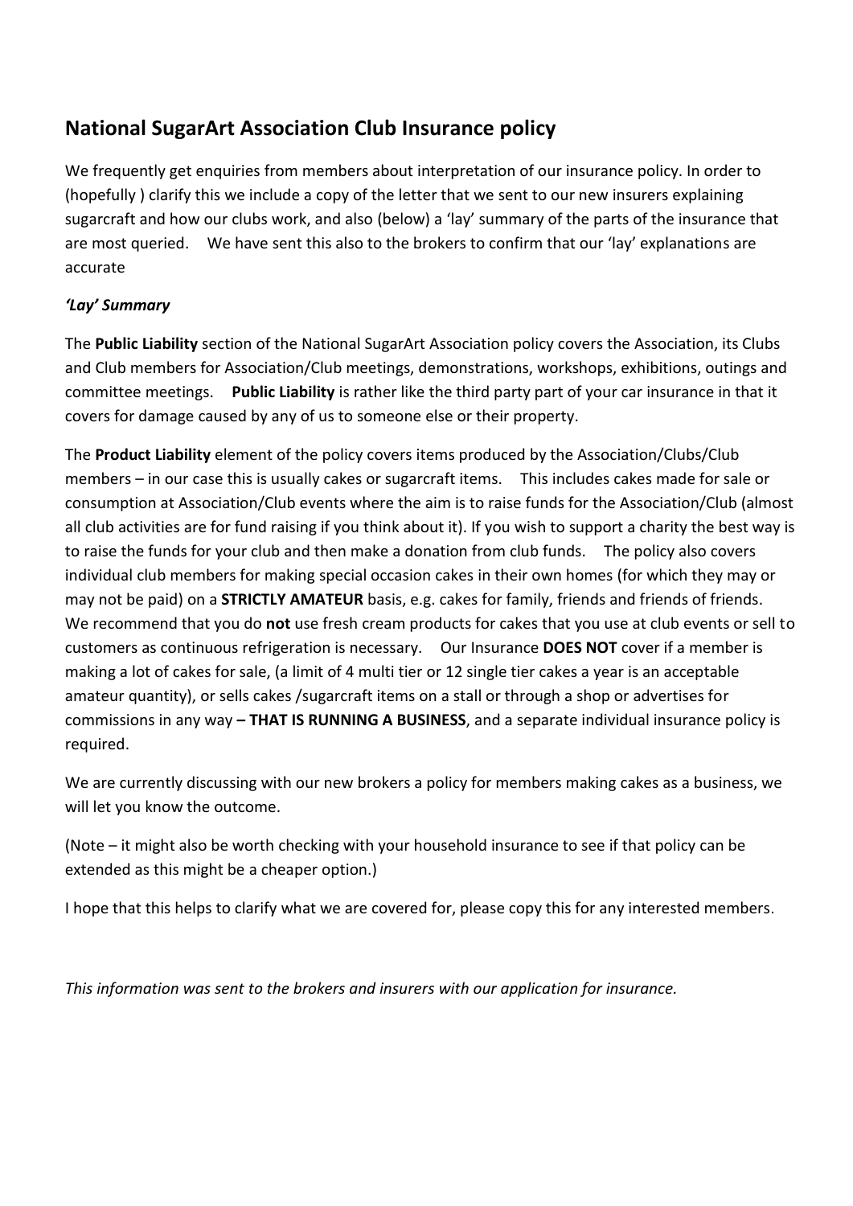## National SugarArt Association Club Insurance policy

We frequently get enquiries from members about interpretation of our insurance policy. In order to (hopefully ) clarify this we include a copy of the letter that we sent to our new insurers explaining sugarcraft and how our clubs work, and also (below) a 'lay' summary of the parts of the insurance that are most queried. We have sent this also to the brokers to confirm that our 'lay' explanations are accurate

***'Lay' Summary***

The **Public Liability** section of the National SugarArt Association policy covers the Association, its Clubs and Club members for Association/Club meetings, demonstrations, workshops, exhibitions, outings and committee meetings. **Public Liability** is rather like the third party part of your car insurance in that it covers for damage caused by any of us to someone else or their property.

The **Product Liability** element of the policy covers items produced by the Association/Clubs/Club members – in our case this is usually cakes or sugarcraft items. This includes cakes made for sale or consumption at Association/Club events where the aim is to raise funds for the Association/Club (almost all club activities are for fund raising if you think about it). If you wish to support a charity the best way is to raise the funds for your club and then make a donation from club funds. The policy also covers individual club members for making special occasion cakes in their own homes (for which they may or may not be paid) on a **STRICTLY AMATEUR** basis, e.g. cakes for family, friends and friends of friends. We recommend that you do **not** use fresh cream products for cakes that you use at club events or sell to customers as continuous refrigeration is necessary. Our Insurance **DOES NOT** cover if a member is making a lot of cakes for sale, (a limit of 4 multi tier or 12 single tier cakes a year is an acceptable amateur quantity), or sells cakes /sugarcraft items on a stall or through a shop or advertises for commissions in any way **– THAT IS RUNNING A BUSINESS**, and a separate individual insurance policy is required.

We are currently discussing with our new brokers a policy for members making cakes as a business, we will let you know the outcome.

(Note – it might also be worth checking with your household insurance to see if that policy can be extended as this might be a cheaper option.)

I hope that this helps to clarify what we are covered for, please copy this for any interested members.

*This information was sent to the brokers and insurers with our application for insurance.*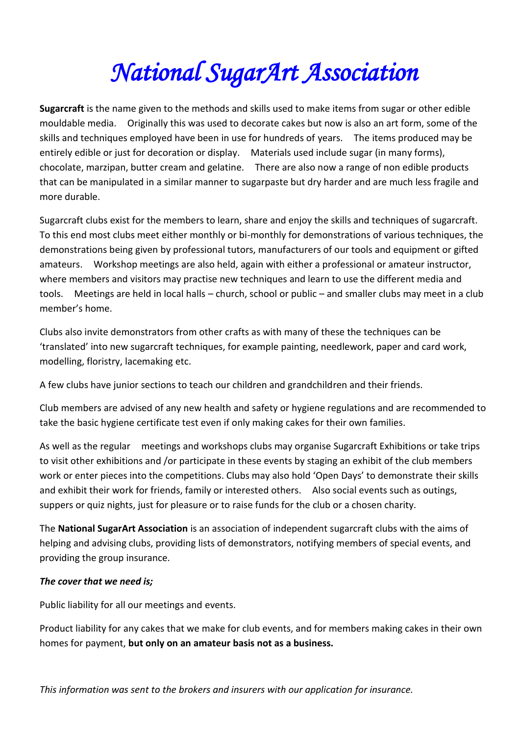# *National SugarArt Association*

**Sugarcraft** is the name given to the methods and skills used to make items from sugar or other edible mouldable media. Originally this was used to decorate cakes but now is also an art form, some of the skills and techniques employed have been in use for hundreds of years. The items produced may be entirely edible or just for decoration or display. Materials used include sugar (in many forms), chocolate, marzipan, butter cream and gelatine. There are also now a range of non edible products that can be manipulated in a similar manner to sugarpaste but dry harder and are much less fragile and more durable.

Sugarcraft clubs exist for the members to learn, share and enjoy the skills and techniques of sugarcraft. To this end most clubs meet either monthly or bi-monthly for demonstrations of various techniques, the demonstrations being given by professional tutors, manufacturers of our tools and equipment or gifted amateurs. Workshop meetings are also held, again with either a professional or amateur instructor, where members and visitors may practise new techniques and learn to use the different media and tools. Meetings are held in local halls – church, school or public – and smaller clubs may meet in a club member's home.

Clubs also invite demonstrators from other crafts as with many of these the techniques can be 'translated' into new sugarcraft techniques, for example painting, needlework, paper and card work, modelling, floristry, lacemaking etc.

A few clubs have junior sections to teach our children and grandchildren and their friends.

Club members are advised of any new health and safety or hygiene regulations and are recommended to take the basic hygiene certificate test even if only making cakes for their own families.

As well as the regular meetings and workshops clubs may organise Sugarcraft Exhibitions or take trips to visit other exhibitions and /or participate in these events by staging an exhibit of the club members work or enter pieces into the competitions. Clubs may also hold 'Open Days' to demonstrate their skills and exhibit their work for friends, family or interested others. Also social events such as outings, suppers or quiz nights, just for pleasure or to raise funds for the club or a chosen charity.

The **National SugarArt Association** is an association of independent sugarcraft clubs with the aims of helping and advising clubs, providing lists of demonstrators, notifying members of special events, and providing the group insurance.

***The cover that we need is;***

Public liability for all our meetings and events.

Product liability for any cakes that we make for club events, and for members making cakes in their own homes for payment, **but only on an amateur basis not as a business.**

*This information was sent to the brokers and insurers with our application for insurance.*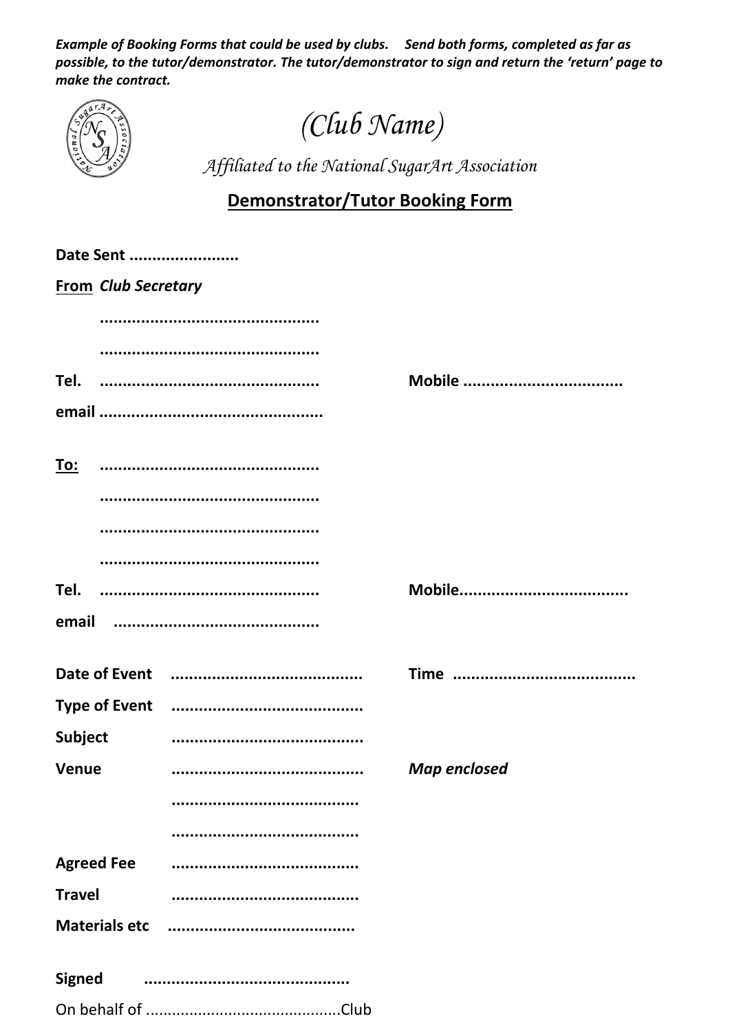***Example of Booking Forms that could be used by clubs. Send both forms, completed as far as possible, to the tutor/demonstrator. The tutor/demonstrator to sign and return the 'return' page to make the contract.***

# *(Club Name)*

*Affiliated to the National SugarArt Association*

## Demonstrator/Tutor Booking Form

**Date Sent ........................**

**From** ***Club Secretary***

**...............................................**

**...............................................**

**Tel. ...............................................** **Mobile ..................................**

**email ................................................**

**To: ...............................................**

**...............................................**

**...............................................**

**...............................................**

**Tel. ...............................................** **Mobile....................................**

**email ............................................**

**Date of Event .........................................** **Time ......................................**

**Type of Event .........................................**

**Subject .........................................**

**Venue .........................................** ***Map enclosed***

**........................................**

**........................................**

**Agreed Fee ........................................**

**Travel ........................................**

**Materials etc ........................................**

**Signed ............................................**

On behalf of ............................................Club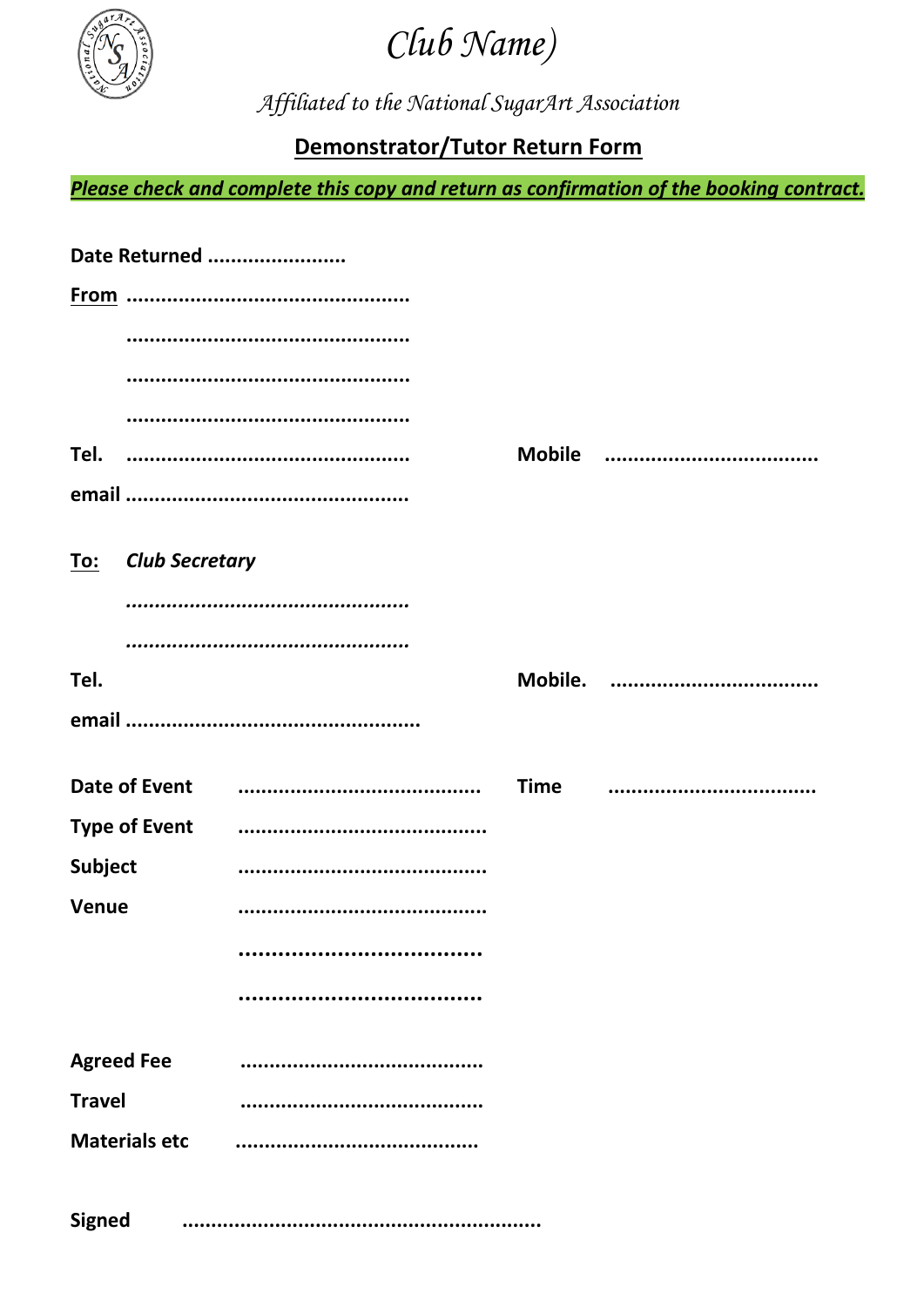# *Club Name)*

*Affiliated to the National SugarArt Association*

## Demonstrator/Tutor Return Form

***Please check and complete this copy and return as confirmation of the booking contract.***

**Date Returned** ......................

**From** ...............................................

...............................................

...............................................

...............................................

**Tel.** ...............................................  **Mobile** ...................................

**email** ...............................................

**To:** ***Club Secretary***

*...............................................*

*...............................................*

**Tel.**  **Mobile.** ...................................

**email** ................................................

**Date of Event** ........................................  **Time** ..................................

**Type of Event** .........................................

**Subject** .........................................

**Venue** .........................................

....................................

....................................

**Agreed Fee** ........................................

**Travel** ........................................

**Materials etc** ........................................

**Signed** ..........................................................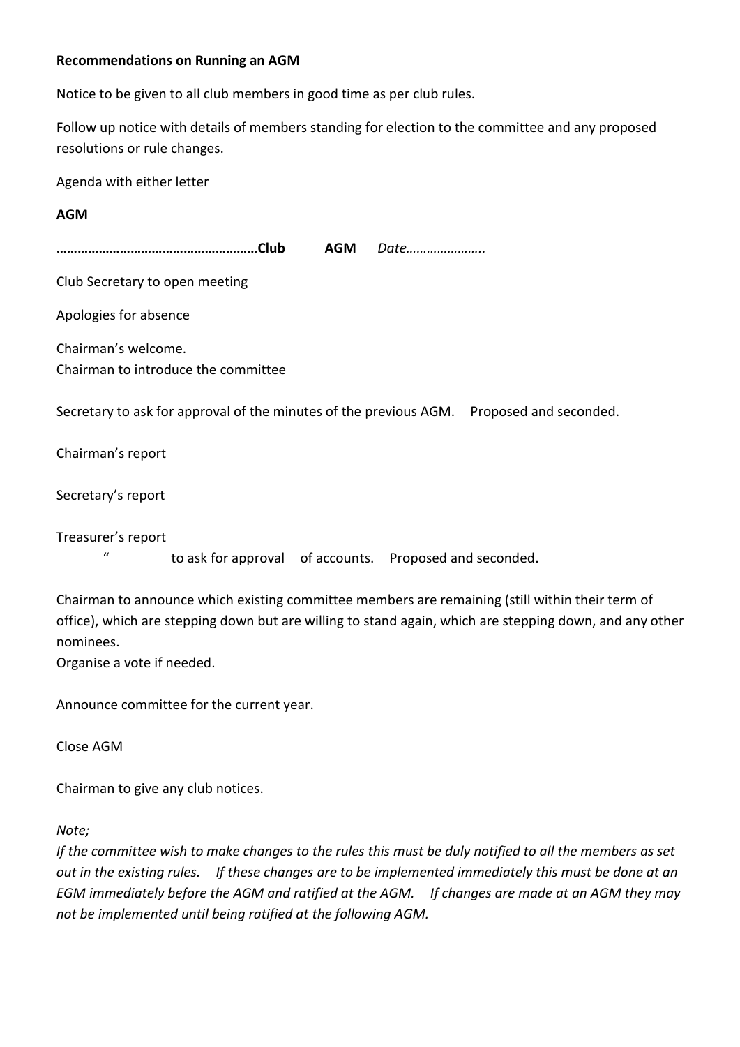**Recommendations on Running an AGM**

Notice to be given to all club members in good time as per club rules.

Follow up notice with details of members standing for election to the committee and any proposed resolutions or rule changes.

Agenda with either letter

**AGM**

**………………………………………………Club AGM** *Date…………………..*

Club Secretary to open meeting

Apologies for absence

Chairman's welcome.
Chairman to introduce the committee

Secretary to ask for approval of the minutes of the previous AGM. Proposed and seconded.

Chairman's report

Secretary's report

Treasurer's report
" to ask for approval of accounts. Proposed and seconded.

Chairman to announce which existing committee members are remaining (still within their term of office), which are stepping down but are willing to stand again, which are stepping down, and any other nominees.
Organise a vote if needed.

Announce committee for the current year.

Close AGM

Chairman to give any club notices.

*Note;*
*If the committee wish to make changes to the rules this must be duly notified to all the members as set out in the existing rules. If these changes are to be implemented immediately this must be done at an EGM immediately before the AGM and ratified at the AGM. If changes are made at an AGM they may not be implemented until being ratified at the following AGM.*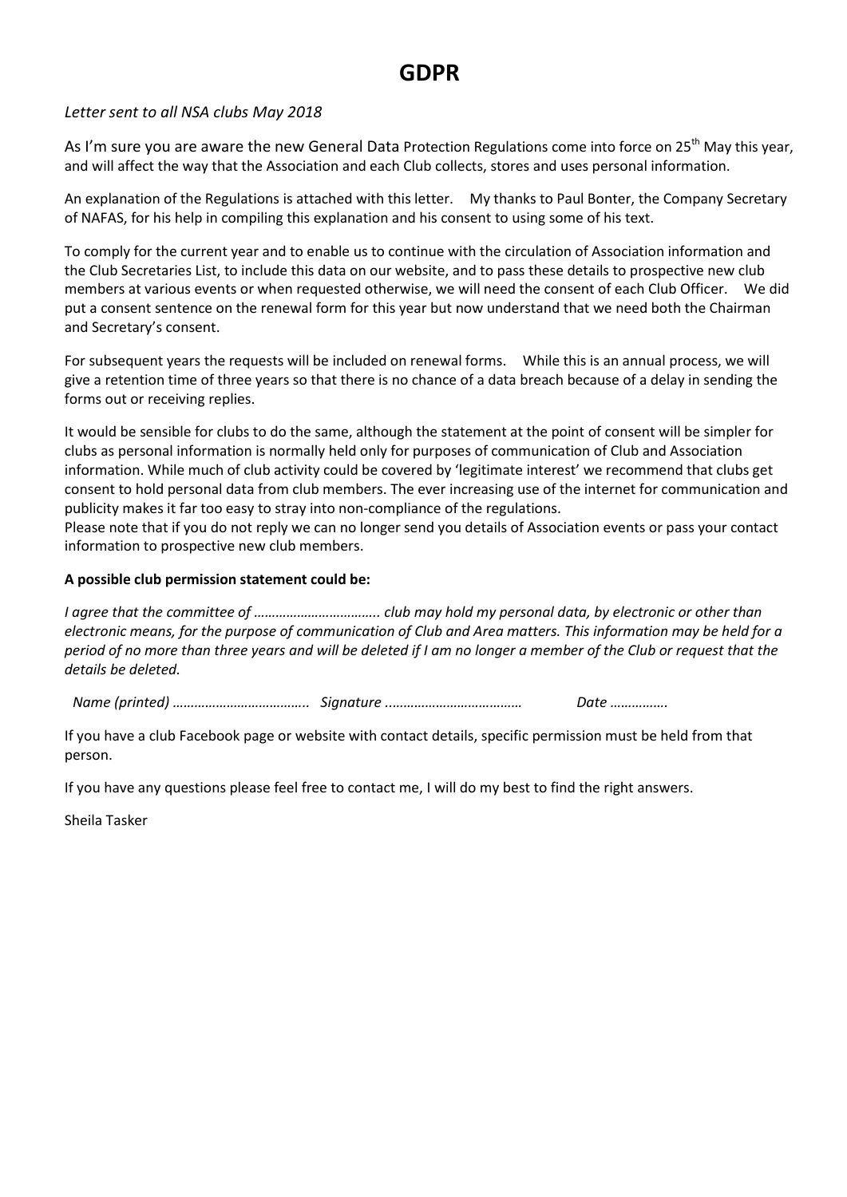# GDPR

*Letter sent to all NSA clubs May 2018*

As I'm sure you are aware the new General Data Protection Regulations come into force on 25th May this year, and will affect the way that the Association and each Club collects, stores and uses personal information.

An explanation of the Regulations is attached with this letter. My thanks to Paul Bonter, the Company Secretary of NAFAS, for his help in compiling this explanation and his consent to using some of his text.

To comply for the current year and to enable us to continue with the circulation of Association information and the Club Secretaries List, to include this data on our website, and to pass these details to prospective new club members at various events or when requested otherwise, we will need the consent of each Club Officer. We did put a consent sentence on the renewal form for this year but now understand that we need both the Chairman and Secretary's consent.

For subsequent years the requests will be included on renewal forms. While this is an annual process, we will give a retention time of three years so that there is no chance of a data breach because of a delay in sending the forms out or receiving replies.

It would be sensible for clubs to do the same, although the statement at the point of consent will be simpler for clubs as personal information is normally held only for purposes of communication of Club and Association information. While much of club activity could be covered by 'legitimate interest' we recommend that clubs get consent to hold personal data from club members. The ever increasing use of the internet for communication and publicity makes it far too easy to stray into non-compliance of the regulations.
Please note that if you do not reply we can no longer send you details of Association events or pass your contact information to prospective new club members.

**A possible club permission statement could be:**

*I agree that the committee of …………………………….. club may hold my personal data, by electronic or other than electronic means, for the purpose of communication of Club and Area matters. This information may be held for a period of no more than three years and will be deleted if I am no longer a member of the Club or request that the details be deleted.*

*Name (printed) ……………………………….. Signature ……………………………… Date …………….*

If you have a club Facebook page or website with contact details, specific permission must be held from that person.

If you have any questions please feel free to contact me, I will do my best to find the right answers.

Sheila Tasker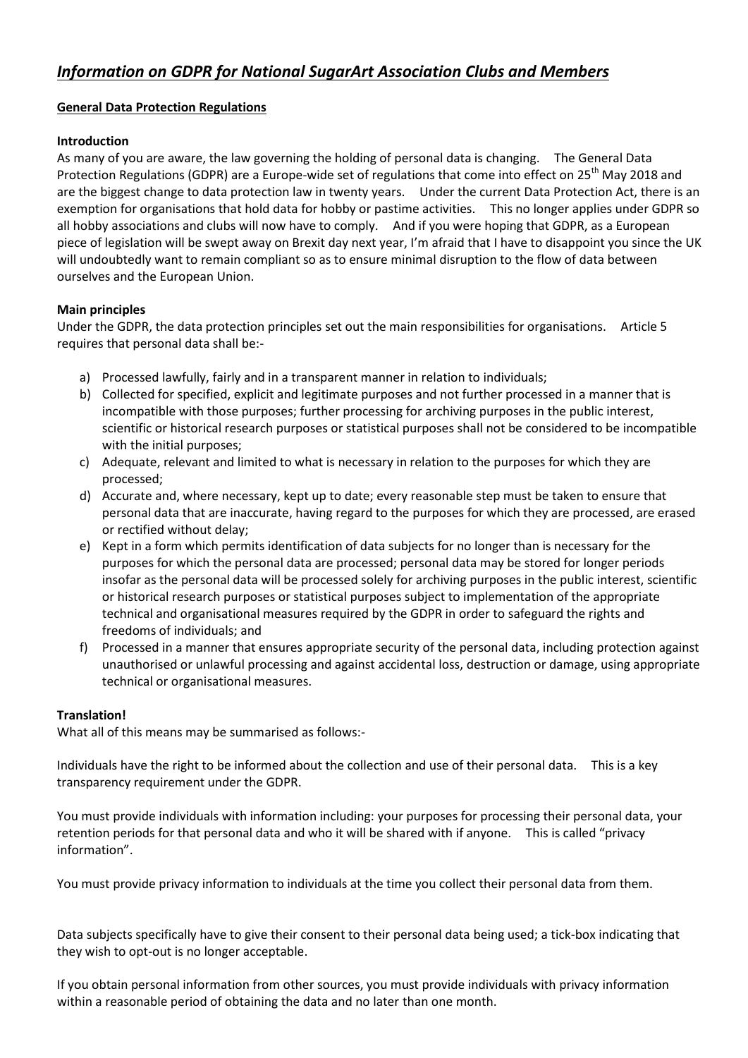## *Information on GDPR for National SugarArt Association Clubs and Members*

**General Data Protection Regulations**

**Introduction**

As many of you are aware, the law governing the holding of personal data is changing. The General Data Protection Regulations (GDPR) are a Europe-wide set of regulations that come into effect on 25th May 2018 and are the biggest change to data protection law in twenty years. Under the current Data Protection Act, there is an exemption for organisations that hold data for hobby or pastime activities. This no longer applies under GDPR so all hobby associations and clubs will now have to comply. And if you were hoping that GDPR, as a European piece of legislation will be swept away on Brexit day next year, I'm afraid that I have to disappoint you since the UK will undoubtedly want to remain compliant so as to ensure minimal disruption to the flow of data between ourselves and the European Union.

**Main principles**

Under the GDPR, the data protection principles set out the main responsibilities for organisations. Article 5 requires that personal data shall be:-

a) Processed lawfully, fairly and in a transparent manner in relation to individuals;
b) Collected for specified, explicit and legitimate purposes and not further processed in a manner that is incompatible with those purposes; further processing for archiving purposes in the public interest, scientific or historical research purposes or statistical purposes shall not be considered to be incompatible with the initial purposes;
c) Adequate, relevant and limited to what is necessary in relation to the purposes for which they are processed;
d) Accurate and, where necessary, kept up to date; every reasonable step must be taken to ensure that personal data that are inaccurate, having regard to the purposes for which they are processed, are erased or rectified without delay;
e) Kept in a form which permits identification of data subjects for no longer than is necessary for the purposes for which the personal data are processed; personal data may be stored for longer periods insofar as the personal data will be processed solely for archiving purposes in the public interest, scientific or historical research purposes or statistical purposes subject to implementation of the appropriate technical and organisational measures required by the GDPR in order to safeguard the rights and freedoms of individuals; and
f) Processed in a manner that ensures appropriate security of the personal data, including protection against unauthorised or unlawful processing and against accidental loss, destruction or damage, using appropriate technical or organisational measures.

**Translation!**

What all of this means may be summarised as follows:-

Individuals have the right to be informed about the collection and use of their personal data. This is a key transparency requirement under the GDPR.

You must provide individuals with information including: your purposes for processing their personal data, your retention periods for that personal data and who it will be shared with if anyone. This is called "privacy information".

You must provide privacy information to individuals at the time you collect their personal data from them.

Data subjects specifically have to give their consent to their personal data being used; a tick-box indicating that they wish to opt-out is no longer acceptable.

If you obtain personal information from other sources, you must provide individuals with privacy information within a reasonable period of obtaining the data and no later than one month.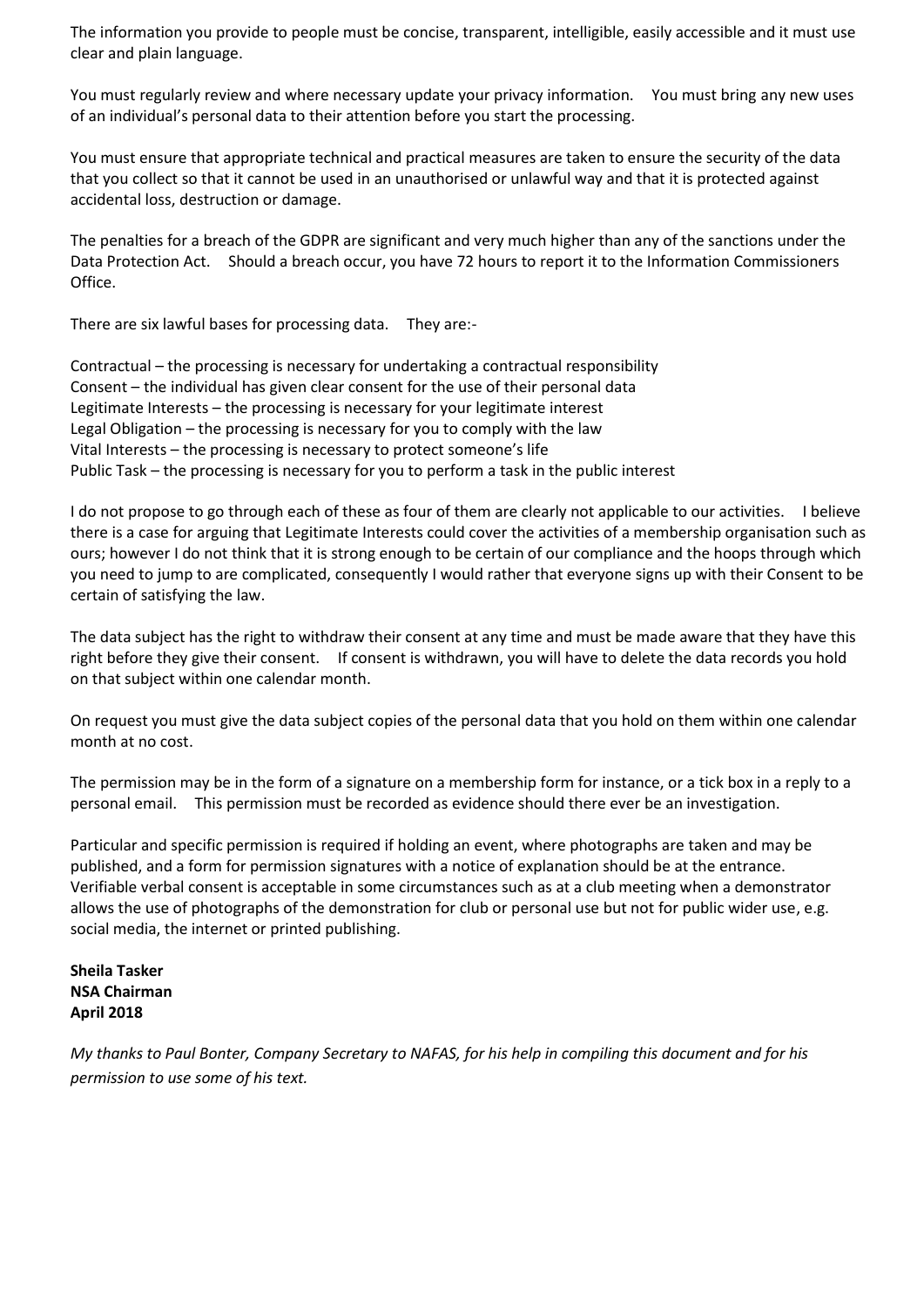The information you provide to people must be concise, transparent, intelligible, easily accessible and it must use clear and plain language.

You must regularly review and where necessary update your privacy information. You must bring any new uses of an individual's personal data to their attention before you start the processing.

You must ensure that appropriate technical and practical measures are taken to ensure the security of the data that you collect so that it cannot be used in an unauthorised or unlawful way and that it is protected against accidental loss, destruction or damage.

The penalties for a breach of the GDPR are significant and very much higher than any of the sanctions under the Data Protection Act. Should a breach occur, you have 72 hours to report it to the Information Commissioners Office.

There are six lawful bases for processing data. They are:-

Contractual – the processing is necessary for undertaking a contractual responsibility
Consent – the individual has given clear consent for the use of their personal data
Legitimate Interests – the processing is necessary for your legitimate interest
Legal Obligation – the processing is necessary for you to comply with the law
Vital Interests – the processing is necessary to protect someone's life
Public Task – the processing is necessary for you to perform a task in the public interest

I do not propose to go through each of these as four of them are clearly not applicable to our activities. I believe there is a case for arguing that Legitimate Interests could cover the activities of a membership organisation such as ours; however I do not think that it is strong enough to be certain of our compliance and the hoops through which you need to jump to are complicated, consequently I would rather that everyone signs up with their Consent to be certain of satisfying the law.

The data subject has the right to withdraw their consent at any time and must be made aware that they have this right before they give their consent. If consent is withdrawn, you will have to delete the data records you hold on that subject within one calendar month.

On request you must give the data subject copies of the personal data that you hold on them within one calendar month at no cost.

The permission may be in the form of a signature on a membership form for instance, or a tick box in a reply to a personal email. This permission must be recorded as evidence should there ever be an investigation.

Particular and specific permission is required if holding an event, where photographs are taken and may be published, and a form for permission signatures with a notice of explanation should be at the entrance. Verifiable verbal consent is acceptable in some circumstances such as at a club meeting when a demonstrator allows the use of photographs of the demonstration for club or personal use but not for public wider use, e.g. social media, the internet or printed publishing.

**Sheila Tasker**
**NSA Chairman**
**April 2018**

*My thanks to Paul Bonter, Company Secretary to NAFAS, for his help in compiling this document and for his permission to use some of his text.*